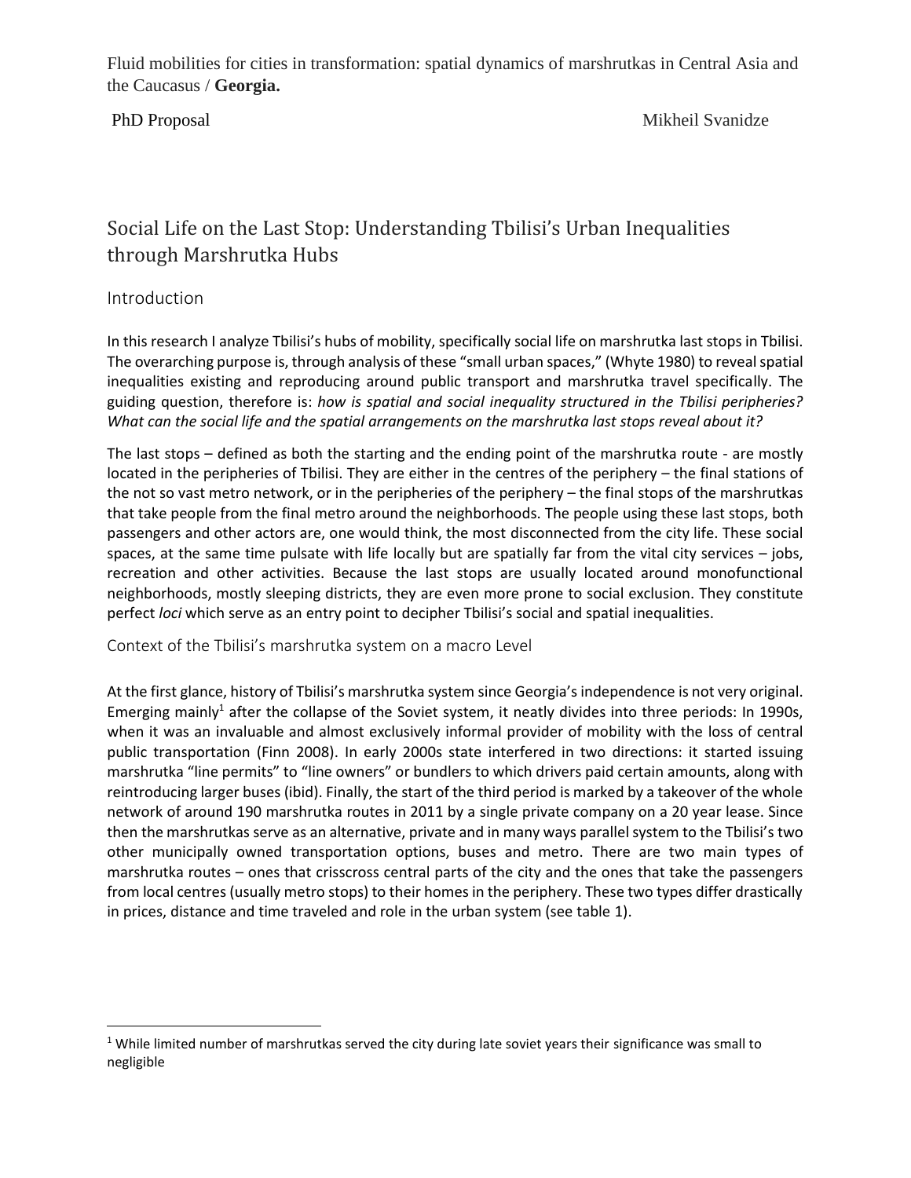Fluid mobilities for cities in transformation: spatial dynamics of marshrutkas in Central Asia and the Caucasus / **Georgia.**

PhD Proposal — Mikheil Svanidze

# Social Life on the Last Stop: Understanding Tbilisi's Urban Inequalities through Marshrutka Hubs

## Introduction

In this research I analyze Tbilisi's hubs of mobility, specifically social life on marshrutka last stops in Tbilisi. The overarching purpose is, through analysis of these "small urban spaces," (Whyte 1980) to reveal spatial inequalities existing and reproducing around public transport and marshrutka travel specifically. The guiding question, therefore is: *how is spatial and social inequality structured in the Tbilisi peripheries? What can the social life and the spatial arrangements on the marshrutka last stops reveal about it?*

The last stops – defined as both the starting and the ending point of the marshrutka route - are mostly located in the peripheries of Tbilisi. They are either in the centres of the periphery – the final stations of the not so vast metro network, or in the peripheries of the periphery – the final stops of the marshrutkas that take people from the final metro around the neighborhoods. The people using these last stops, both passengers and other actors are, one would think, the most disconnected from the city life. These social spaces, at the same time pulsate with life locally but are spatially far from the vital city services – jobs, recreation and other activities. Because the last stops are usually located around monofunctional neighborhoods, mostly sleeping districts, they are even more prone to social exclusion. They constitute perfect *loci* which serve as an entry point to decipher Tbilisi's social and spatial inequalities.

### Context of the Tbilisi's marshrutka system on a macro Level

At the first glance, history of Tbilisi's marshrutka system since Georgia's independence is not very original. Emerging mainly[1] after the collapse of the Soviet system, it neatly divides into three periods: In 1990s, when it was an invaluable and almost exclusively informal provider of mobility with the loss of central public transportation (Finn 2008). In early 2000s state interfered in two directions: it started issuing marshrutka "line permits" to "line owners" or bundlers to which drivers paid certain amounts, along with reintroducing larger buses (ibid). Finally, the start of the third period is marked by a takeover of the whole network of around 190 marshrutka routes in 2011 by a single private company on a 20 year lease. Since then the marshrutkas serve as an alternative, private and in many ways parallel system to the Tbilisi's two other municipally owned transportation options, buses and metro. There are two main types of marshrutka routes – ones that crisscross central parts of the city and the ones that take the passengers from local centres (usually metro stops) to their homes in the periphery. These two types differ drastically in prices, distance and time traveled and role in the urban system (see table 1).

[1] While limited number of marshrutkas served the city during late soviet years their significance was small to negligible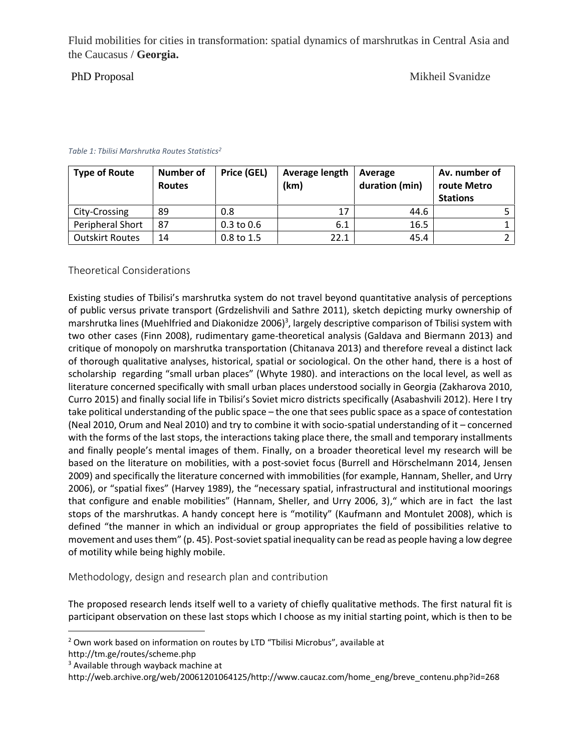*Table 1: Tbilisi Marshrutka Routes Statistics*[2]

| Type of Route | Number of Routes | Price (GEL) | Average length (km) | Average duration (min) | Av. number of route Metro Stations |
|---|---|---|---|---|---|
| City-Crossing | 89 | 0.8 | 17 | 44.6 | 5 |
| Peripheral Short | 87 | 0.3 to 0.6 | 6.1 | 16.5 | 1 |
| Outskirt Routes | 14 | 0.8 to 1.5 | 22.1 | 45.4 | 2 |

## Theoretical Considerations

Existing studies of Tbilisi's marshrutka system do not travel beyond quantitative analysis of perceptions of public versus private transport (Grdzelishvili and Sathre 2011), sketch depicting murky ownership of marshrutka lines (Muehlfried and Diakonidze 2006)[3], largely descriptive comparison of Tbilisi system with two other cases (Finn 2008), rudimentary game-theoretical analysis (Galdava and Biermann 2013) and critique of monopoly on marshrutka transportation (Chitanava 2013) and therefore reveal a distinct lack of thorough qualitative analyses, historical, spatial or sociological. On the other hand, there is a host of scholarship regarding "small urban places" (Whyte 1980). and interactions on the local level, as well as literature concerned specifically with small urban places understood socially in Georgia (Zakharova 2010, Curro 2015) and finally social life in Tbilisi's Soviet micro districts specifically (Asabashvili 2012). Here I try take political understanding of the public space – the one that sees public space as a space of contestation (Neal 2010, Orum and Neal 2010) and try to combine it with socio-spatial understanding of it – concerned with the forms of the last stops, the interactions taking place there, the small and temporary installments and finally people's mental images of them. Finally, on a broader theoretical level my research will be based on the literature on mobilities, with a post-soviet focus (Burrell and Hörschelmann 2014, Jensen 2009) and specifically the literature concerned with immobilities (for example, Hannam, Sheller, and Urry 2006), or "spatial fixes" (Harvey 1989), the "necessary spatial, infrastructural and institutional moorings that configure and enable mobilities" (Hannam, Sheller, and Urry 2006, 3)," which are in fact the last stops of the marshrutkas. A handy concept here is "motility" (Kaufmann and Montulet 2008), which is defined "the manner in which an individual or group appropriates the field of possibilities relative to movement and uses them" (p. 45). Post-soviet spatial inequality can be read as people having a low degree of motility while being highly mobile.

## Methodology, design and research plan and contribution

The proposed research lends itself well to a variety of chiefly qualitative methods. The first natural fit is participant observation on these last stops which I choose as my initial starting point, which is then to be

---

[2] Own work based on information on routes by LTD "Tbilisi Microbus", available at http://tm.ge/routes/scheme.php

[3] Available through wayback machine at http://web.archive.org/web/20061201064125/http://www.caucaz.com/home_eng/breve_contenu.php?id=268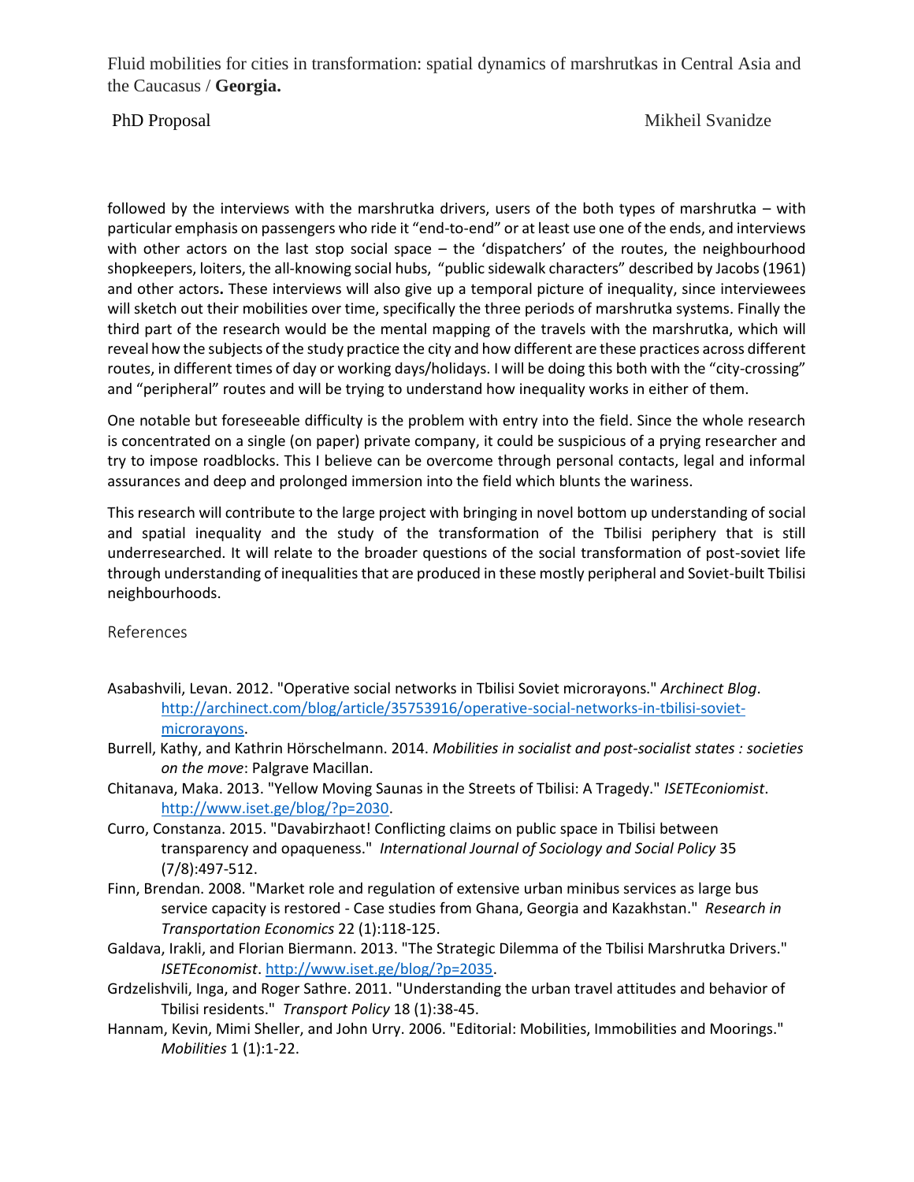followed by the interviews with the marshrutka drivers, users of the both types of marshrutka – with particular emphasis on passengers who ride it "end-to-end" or at least use one of the ends, and interviews with other actors on the last stop social space – the 'dispatchers' of the routes, the neighbourhood shopkeepers, loiters, the all-knowing social hubs, "public sidewalk characters" described by Jacobs (1961) and other actors**.** These interviews will also give up a temporal picture of inequality, since interviewees will sketch out their mobilities over time, specifically the three periods of marshrutka systems. Finally the third part of the research would be the mental mapping of the travels with the marshrutka, which will reveal how the subjects of the study practice the city and how different are these practices across different routes, in different times of day or working days/holidays. I will be doing this both with the "city-crossing" and "peripheral" routes and will be trying to understand how inequality works in either of them.

One notable but foreseeable difficulty is the problem with entry into the field. Since the whole research is concentrated on a single (on paper) private company, it could be suspicious of a prying researcher and try to impose roadblocks. This I believe can be overcome through personal contacts, legal and informal assurances and deep and prolonged immersion into the field which blunts the wariness.

This research will contribute to the large project with bringing in novel bottom up understanding of social and spatial inequality and the study of the transformation of the Tbilisi periphery that is still underresearched. It will relate to the broader questions of the social transformation of post-soviet life through understanding of inequalities that are produced in these mostly peripheral and Soviet-built Tbilisi neighbourhoods.

## References

Asabashvili, Levan. 2012. "Operative social networks in Tbilisi Soviet microrayons." *Archinect Blog*. http://archinect.com/blog/article/35753916/operative-social-networks-in-tbilisi-soviet-microrayons.

Burrell, Kathy, and Kathrin Hörschelmann. 2014. *Mobilities in socialist and post-socialist states : societies on the move*: Palgrave Macillan.

Chitanava, Maka. 2013. "Yellow Moving Saunas in the Streets of Tbilisi: A Tragedy." *ISETEconiomist*. http://www.iset.ge/blog/?p=2030.

Curro, Constanza. 2015. "Davabirzhaot! Conflicting claims on public space in Tbilisi between transparency and opaqueness." *International Journal of Sociology and Social Policy* 35 (7/8):497-512.

Finn, Brendan. 2008. "Market role and regulation of extensive urban minibus services as large bus service capacity is restored - Case studies from Ghana, Georgia and Kazakhstan." *Research in Transportation Economics* 22 (1):118-125.

Galdava, Irakli, and Florian Biermann. 2013. "The Strategic Dilemma of the Tbilisi Marshrutka Drivers." *ISETEconomist*. http://www.iset.ge/blog/?p=2035.

Grdzelishvili, Inga, and Roger Sathre. 2011. "Understanding the urban travel attitudes and behavior of Tbilisi residents." *Transport Policy* 18 (1):38-45.

Hannam, Kevin, Mimi Sheller, and John Urry. 2006. "Editorial: Mobilities, Immobilities and Moorings." *Mobilities* 1 (1):1-22.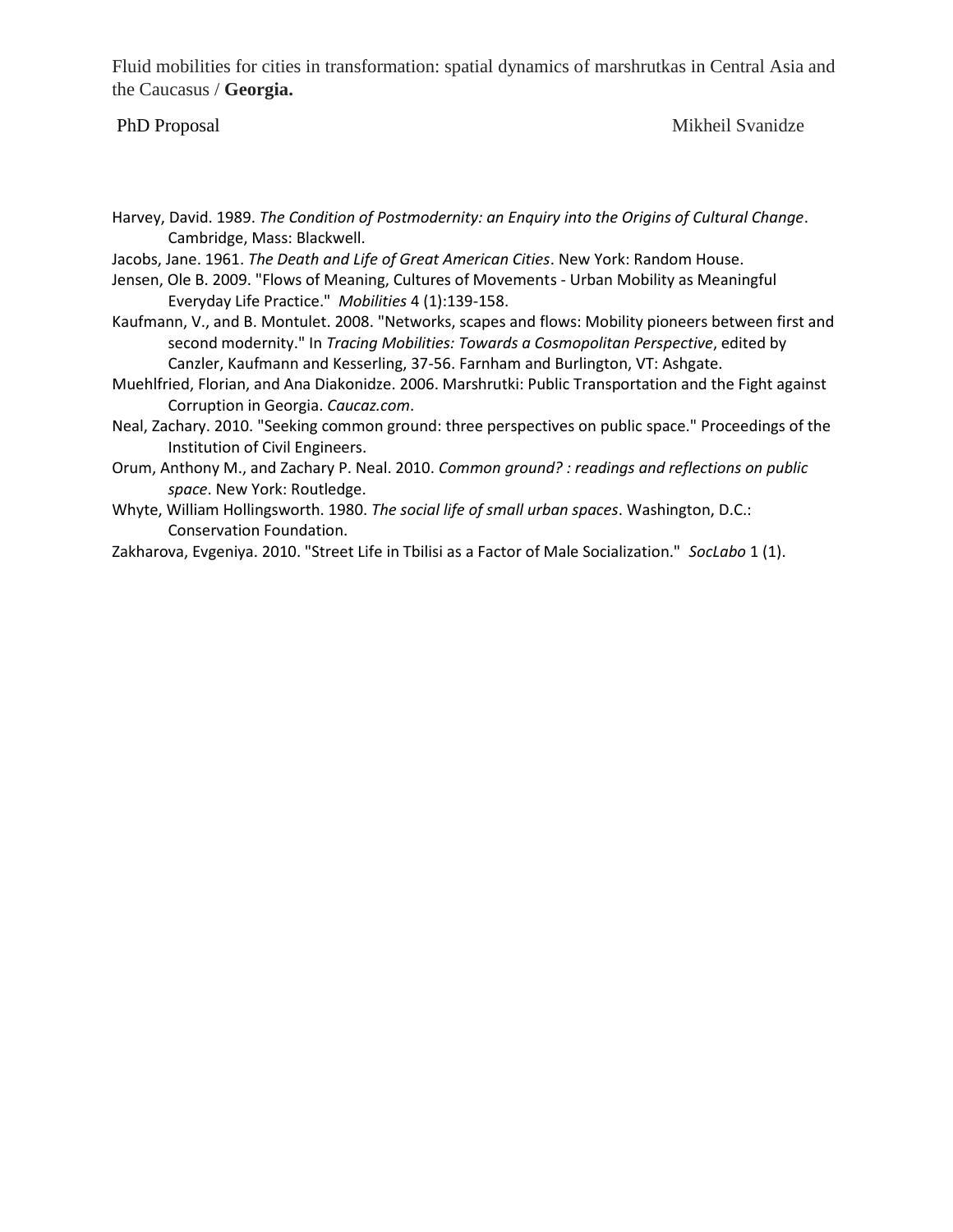Harvey, David. 1989. *The Condition of Postmodernity: an Enquiry into the Origins of Cultural Change*. Cambridge, Mass: Blackwell.

Jacobs, Jane. 1961. *The Death and Life of Great American Cities*. New York: Random House.

Jensen, Ole B. 2009. "Flows of Meaning, Cultures of Movements - Urban Mobility as Meaningful Everyday Life Practice." *Mobilities* 4 (1):139-158.

Kaufmann, V., and B. Montulet. 2008. "Networks, scapes and flows: Mobility pioneers between first and second modernity." In *Tracing Mobilities: Towards a Cosmopolitan Perspective*, edited by Canzler, Kaufmann and Kesserling, 37-56. Farnham and Burlington, VT: Ashgate.

Muehlfried, Florian, and Ana Diakonidze. 2006. Marshrutki: Public Transportation and the Fight against Corruption in Georgia. *Caucaz.com*.

Neal, Zachary. 2010. "Seeking common ground: three perspectives on public space." Proceedings of the Institution of Civil Engineers.

Orum, Anthony M., and Zachary P. Neal. 2010. *Common ground? : readings and reflections on public space*. New York: Routledge.

Whyte, William Hollingsworth. 1980. *The social life of small urban spaces*. Washington, D.C.: Conservation Foundation.

Zakharova, Evgeniya. 2010. "Street Life in Tbilisi as a Factor of Male Socialization." *SocLabo* 1 (1).